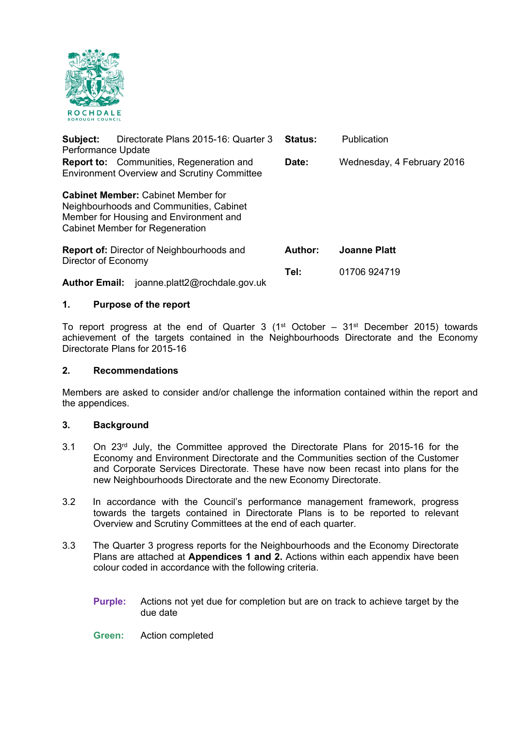ROCHDALE
BOROUGH COUNCIL

| **Subject:** Directorate Plans 2015-16: Quarter 3 Performance Update | **Status:** | Publication |
|---|---|---|
| **Report to:** Communities, Regeneration and Environment Overview and Scrutiny Committee | **Date:** | Wednesday, 4 February 2016 |
| **Cabinet Member:** Cabinet Member for Neighbourhoods and Communities, Cabinet Member for Housing and Environment and Cabinet Member for Regeneration | | |
| **Report of:** Director of Neighbourhoods and Director of Economy | **Author:** | **Joanne Platt** |
| | **Tel:** | 01706 924719 |
| **Author Email:** joanne.platt2@rochdale.gov.uk | | |

## 1. Purpose of the report

To report progress at the end of Quarter 3 (1st October – 31st December 2015) towards achievement of the targets contained in the Neighbourhoods Directorate and the Economy Directorate Plans for 2015-16

## 2. Recommendations

Members are asked to consider and/or challenge the information contained within the report and the appendices.

## 3. Background

3.1 On 23rd July, the Committee approved the Directorate Plans for 2015-16 for the Economy and Environment Directorate and the Communities section of the Customer and Corporate Services Directorate. These have now been recast into plans for the new Neighbourhoods Directorate and the new Economy Directorate.

3.2 In accordance with the Council's performance management framework, progress towards the targets contained in Directorate Plans is to be reported to relevant Overview and Scrutiny Committees at the end of each quarter.

3.3 The Quarter 3 progress reports for the Neighbourhoods and the Economy Directorate Plans are attached at **Appendices 1 and 2.** Actions within each appendix have been colour coded in accordance with the following criteria.

**Purple:** Actions not yet due for completion but are on track to achieve target by the due date

**Green:** Action completed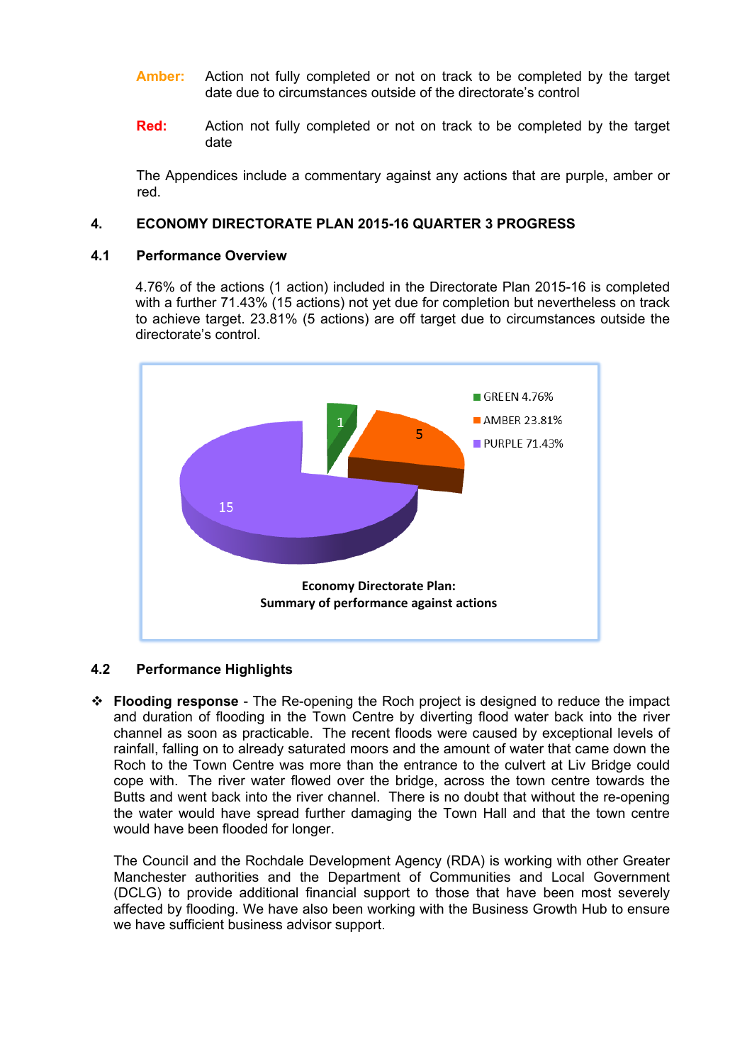**Amber:** Action not fully completed or not on track to be completed by the target date due to circumstances outside of the directorate's control

**Red:** Action not fully completed or not on track to be completed by the target date

The Appendices include a commentary against any actions that are purple, amber or red.

## 4. ECONOMY DIRECTORATE PLAN 2015-16 QUARTER 3 PROGRESS

### 4.1 Performance Overview

4.76% of the actions (1 action) included in the Directorate Plan 2015-16 is completed with a further 71.43% (15 actions) not yet due for completion but nevertheless on track to achieve target. 23.81% (5 actions) are off target due to circumstances outside the directorate's control.

GREEN 4.76% (1)
AMBER 23.81% (5)
PURPLE 71.43% (15)

**Economy Directorate Plan: Summary of performance against actions**

### 4.2 Performance Highlights

- **Flooding response** - The Re-opening the Roch project is designed to reduce the impact and duration of flooding in the Town Centre by diverting flood water back into the river channel as soon as practicable. The recent floods were caused by exceptional levels of rainfall, falling on to already saturated moors and the amount of water that came down the Roch to the Town Centre was more than the entrance to the culvert at Liv Bridge could cope with. The river water flowed over the bridge, across the town centre towards the Butts and went back into the river channel. There is no doubt that without the re-opening the water would have spread further damaging the Town Hall and that the town centre would have been flooded for longer.

  The Council and the Rochdale Development Agency (RDA) is working with other Greater Manchester authorities and the Department of Communities and Local Government (DCLG) to provide additional financial support to those that have been most severely affected by flooding. We have also been working with the Business Growth Hub to ensure we have sufficient business advisor support.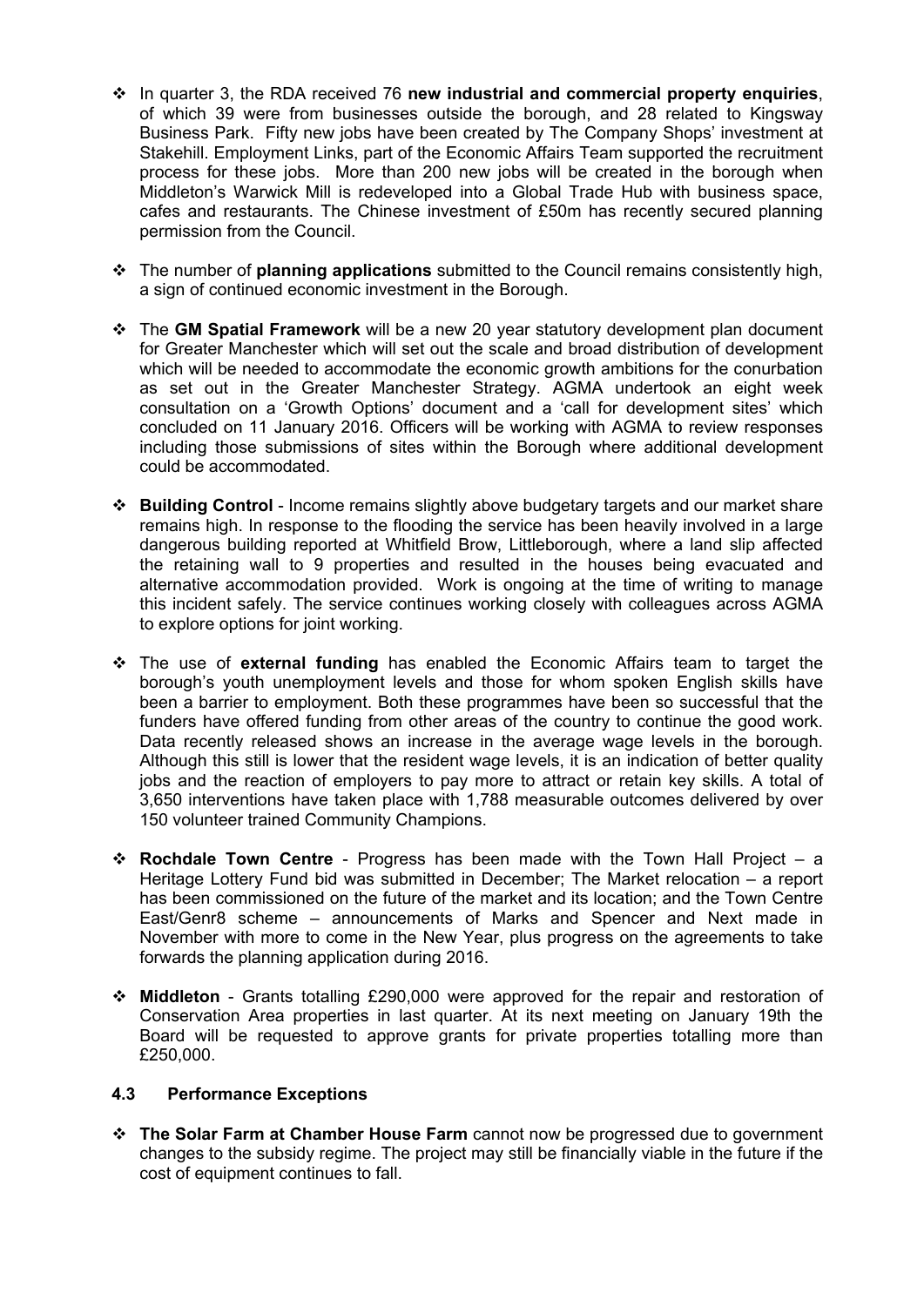- In quarter 3, the RDA received 76 **new industrial and commercial property enquiries**, of which 39 were from businesses outside the borough, and 28 related to Kingsway Business Park. Fifty new jobs have been created by The Company Shops' investment at Stakehill. Employment Links, part of the Economic Affairs Team supported the recruitment process for these jobs. More than 200 new jobs will be created in the borough when Middleton's Warwick Mill is redeveloped into a Global Trade Hub with business space, cafes and restaurants. The Chinese investment of £50m has recently secured planning permission from the Council.

- The number of **planning applications** submitted to the Council remains consistently high, a sign of continued economic investment in the Borough.

- The **GM Spatial Framework** will be a new 20 year statutory development plan document for Greater Manchester which will set out the scale and broad distribution of development which will be needed to accommodate the economic growth ambitions for the conurbation as set out in the Greater Manchester Strategy. AGMA undertook an eight week consultation on a 'Growth Options' document and a 'call for development sites' which concluded on 11 January 2016. Officers will be working with AGMA to review responses including those submissions of sites within the Borough where additional development could be accommodated.

- **Building Control** - Income remains slightly above budgetary targets and our market share remains high. In response to the flooding the service has been heavily involved in a large dangerous building reported at Whitfield Brow, Littleborough, where a land slip affected the retaining wall to 9 properties and resulted in the houses being evacuated and alternative accommodation provided. Work is ongoing at the time of writing to manage this incident safely. The service continues working closely with colleagues across AGMA to explore options for joint working.

- The use of **external funding** has enabled the Economic Affairs team to target the borough's youth unemployment levels and those for whom spoken English skills have been a barrier to employment. Both these programmes have been so successful that the funders have offered funding from other areas of the country to continue the good work. Data recently released shows an increase in the average wage levels in the borough. Although this still is lower that the resident wage levels, it is an indication of better quality jobs and the reaction of employers to pay more to attract or retain key skills. A total of 3,650 interventions have taken place with 1,788 measurable outcomes delivered by over 150 volunteer trained Community Champions.

- **Rochdale Town Centre** - Progress has been made with the Town Hall Project – a Heritage Lottery Fund bid was submitted in December; The Market relocation – a report has been commissioned on the future of the market and its location; and the Town Centre East/Genr8 scheme – announcements of Marks and Spencer and Next made in November with more to come in the New Year, plus progress on the agreements to take forwards the planning application during 2016.

- **Middleton** - Grants totalling £290,000 were approved for the repair and restoration of Conservation Area properties in last quarter. At its next meeting on January 19th the Board will be requested to approve grants for private properties totalling more than £250,000.

### 4.3 Performance Exceptions

- **The Solar Farm at Chamber House Farm** cannot now be progressed due to government changes to the subsidy regime. The project may still be financially viable in the future if the cost of equipment continues to fall.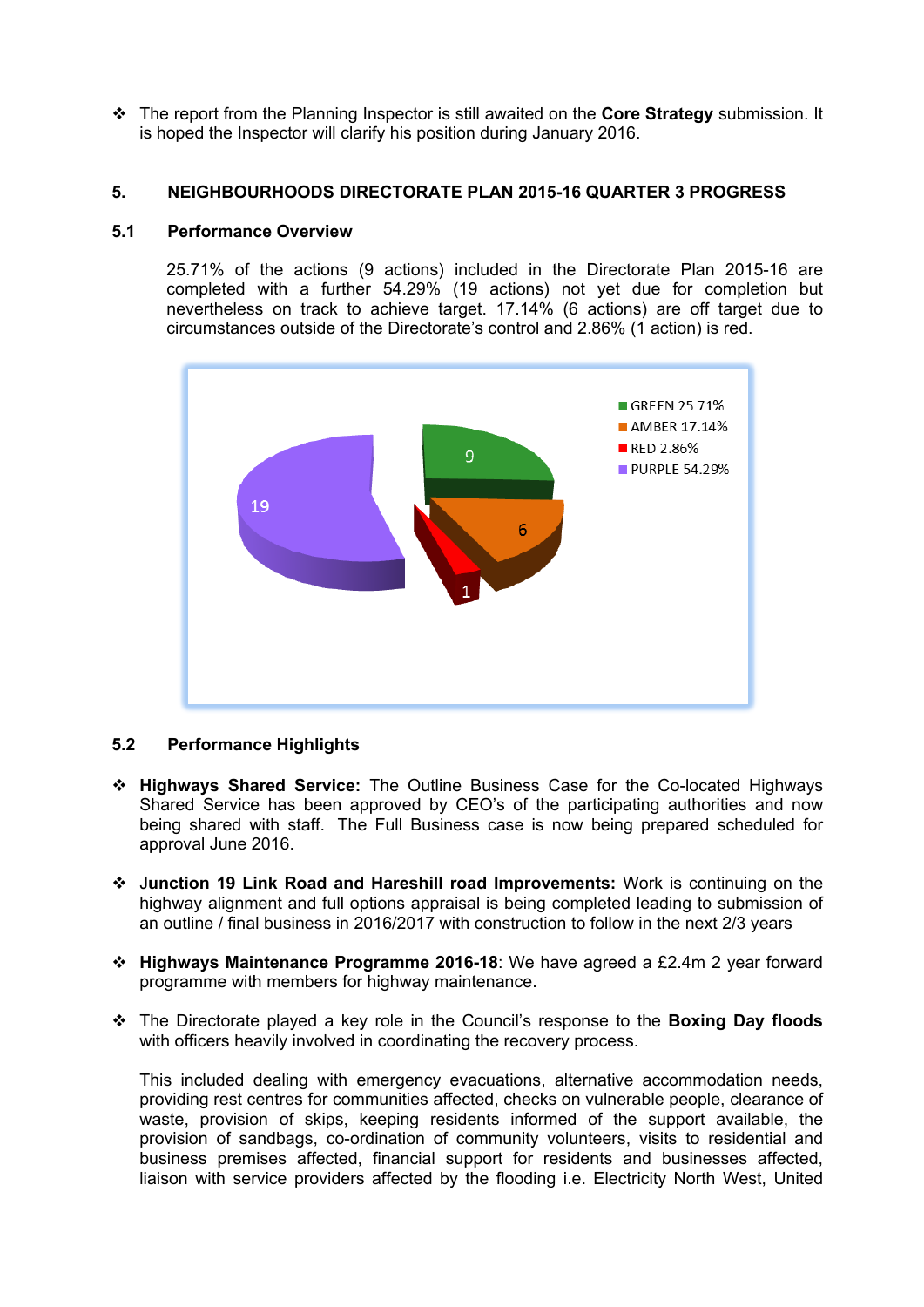- The report from the Planning Inspector is still awaited on the **Core Strategy** submission. It is hoped the Inspector will clarify his position during January 2016.

## 5. NEIGHBOURHOODS DIRECTORATE PLAN 2015-16 QUARTER 3 PROGRESS

### 5.1 Performance Overview

25.71% of the actions (9 actions) included in the Directorate Plan 2015-16 are completed with a further 54.29% (19 actions) not yet due for completion but nevertheless on track to achieve target. 17.14% (6 actions) are off target due to circumstances outside of the Directorate's control and 2.86% (1 action) is red.

| Status | Percentage | Actions |
|---|---|---|
| GREEN | 25.71% | 9 |
| AMBER | 17.14% | 6 |
| RED | 2.86% | 1 |
| PURPLE | 54.29% | 19 |

### 5.2 Performance Highlights

- **Highways Shared Service:** The Outline Business Case for the Co-located Highways Shared Service has been approved by CEO's of the participating authorities and now being shared with staff. The Full Business case is now being prepared scheduled for approval June 2016.

- **Junction 19 Link Road and Hareshill road Improvements:** Work is continuing on the highway alignment and full options appraisal is being completed leading to submission of an outline / final business in 2016/2017 with construction to follow in the next 2/3 years

- **Highways Maintenance Programme 2016-18**: We have agreed a £2.4m 2 year forward programme with members for highway maintenance.

- The Directorate played a key role in the Council's response to the **Boxing Day floods** with officers heavily involved in coordinating the recovery process.

  This included dealing with emergency evacuations, alternative accommodation needs, providing rest centres for communities affected, checks on vulnerable people, clearance of waste, provision of skips, keeping residents informed of the support available, the provision of sandbags, co-ordination of community volunteers, visits to residential and business premises affected, financial support for residents and businesses affected, liaison with service providers affected by the flooding i.e. Electricity North West, United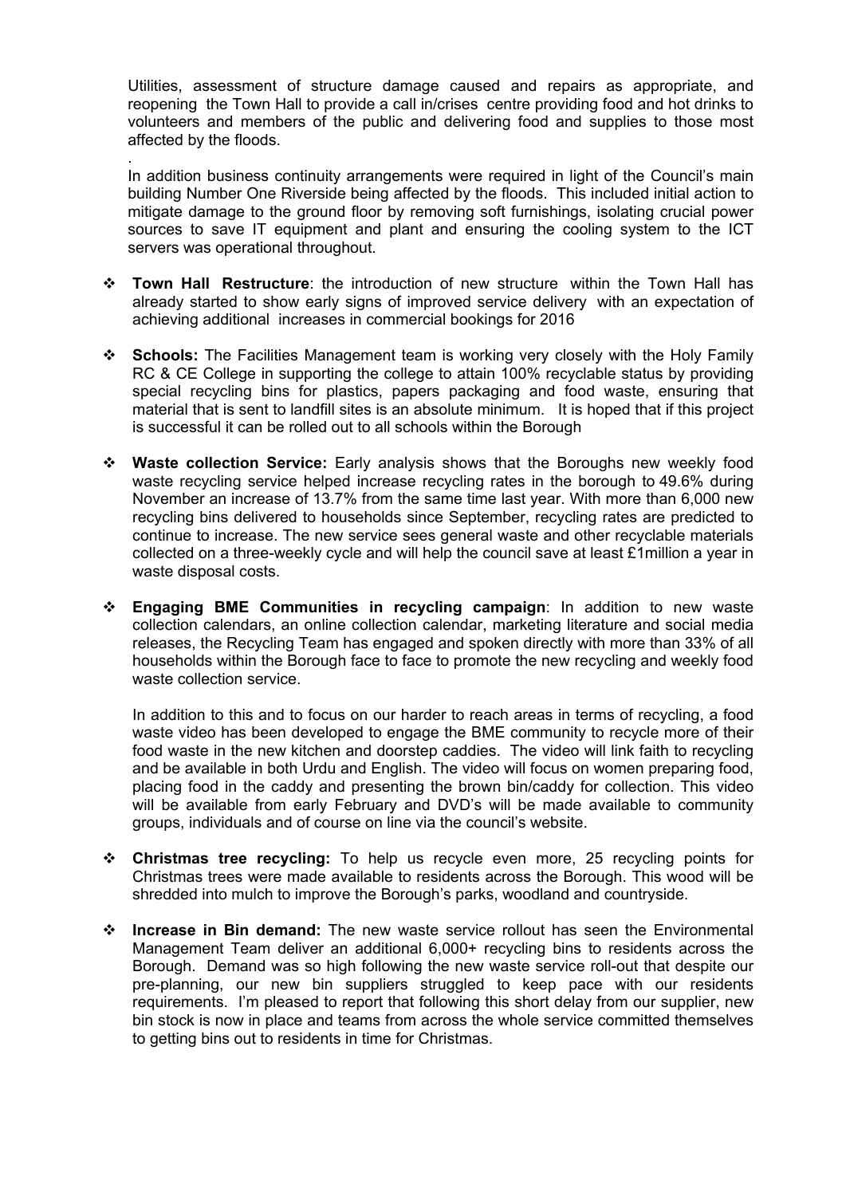Utilities, assessment of structure damage caused and repairs as appropriate, and reopening the Town Hall to provide a call in/crises centre providing food and hot drinks to volunteers and members of the public and delivering food and supplies to those most affected by the floods.

.

In addition business continuity arrangements were required in light of the Council's main building Number One Riverside being affected by the floods. This included initial action to mitigate damage to the ground floor by removing soft furnishings, isolating crucial power sources to save IT equipment and plant and ensuring the cooling system to the ICT servers was operational throughout.

- **Town Hall Restructure**: the introduction of new structure within the Town Hall has already started to show early signs of improved service delivery with an expectation of achieving additional increases in commercial bookings for 2016

- **Schools:** The Facilities Management team is working very closely with the Holy Family RC & CE College in supporting the college to attain 100% recyclable status by providing special recycling bins for plastics, papers packaging and food waste, ensuring that material that is sent to landfill sites is an absolute minimum. It is hoped that if this project is successful it can be rolled out to all schools within the Borough

- **Waste collection Service:** Early analysis shows that the Boroughs new weekly food waste recycling service helped increase recycling rates in the borough to 49.6% during November an increase of 13.7% from the same time last year. With more than 6,000 new recycling bins delivered to households since September, recycling rates are predicted to continue to increase. The new service sees general waste and other recyclable materials collected on a three-weekly cycle and will help the council save at least £1million a year in waste disposal costs.

- **Engaging BME Communities in recycling campaign**: In addition to new waste collection calendars, an online collection calendar, marketing literature and social media releases, the Recycling Team has engaged and spoken directly with more than 33% of all households within the Borough face to face to promote the new recycling and weekly food waste collection service.

  In addition to this and to focus on our harder to reach areas in terms of recycling, a food waste video has been developed to engage the BME community to recycle more of their food waste in the new kitchen and doorstep caddies. The video will link faith to recycling and be available in both Urdu and English. The video will focus on women preparing food, placing food in the caddy and presenting the brown bin/caddy for collection. This video will be available from early February and DVD's will be made available to community groups, individuals and of course on line via the council's website.

- **Christmas tree recycling:** To help us recycle even more, 25 recycling points for Christmas trees were made available to residents across the Borough. This wood will be shredded into mulch to improve the Borough's parks, woodland and countryside.

- **Increase in Bin demand:** The new waste service rollout has seen the Environmental Management Team deliver an additional 6,000+ recycling bins to residents across the Borough. Demand was so high following the new waste service roll-out that despite our pre-planning, our new bin suppliers struggled to keep pace with our residents requirements. I'm pleased to report that following this short delay from our supplier, new bin stock is now in place and teams from across the whole service committed themselves to getting bins out to residents in time for Christmas.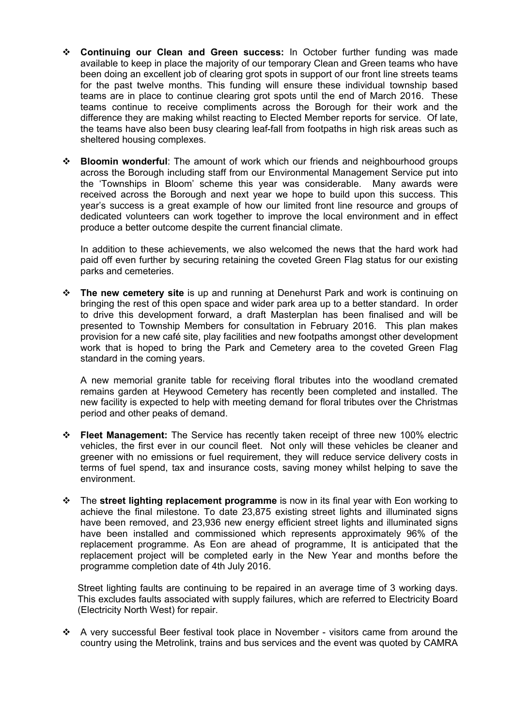- **Continuing our Clean and Green success:** In October further funding was made available to keep in place the majority of our temporary Clean and Green teams who have been doing an excellent job of clearing grot spots in support of our front line streets teams for the past twelve months. This funding will ensure these individual township based teams are in place to continue clearing grot spots until the end of March 2016. These teams continue to receive compliments across the Borough for their work and the difference they are making whilst reacting to Elected Member reports for service. Of late, the teams have also been busy clearing leaf-fall from footpaths in high risk areas such as sheltered housing complexes.

- **Bloomin wonderful**: The amount of work which our friends and neighbourhood groups across the Borough including staff from our Environmental Management Service put into the 'Townships in Bloom' scheme this year was considerable. Many awards were received across the Borough and next year we hope to build upon this success. This year's success is a great example of how our limited front line resource and groups of dedicated volunteers can work together to improve the local environment and in effect produce a better outcome despite the current financial climate.

  In addition to these achievements, we also welcomed the news that the hard work had paid off even further by securing retaining the coveted Green Flag status for our existing parks and cemeteries.

- **The new cemetery site** is up and running at Denehurst Park and work is continuing on bringing the rest of this open space and wider park area up to a better standard. In order to drive this development forward, a draft Masterplan has been finalised and will be presented to Township Members for consultation in February 2016. This plan makes provision for a new café site, play facilities and new footpaths amongst other development work that is hoped to bring the Park and Cemetery area to the coveted Green Flag standard in the coming years.

  A new memorial granite table for receiving floral tributes into the woodland cremated remains garden at Heywood Cemetery has recently been completed and installed. The new facility is expected to help with meeting demand for floral tributes over the Christmas period and other peaks of demand.

- **Fleet Management:** The Service has recently taken receipt of three new 100% electric vehicles, the first ever in our council fleet. Not only will these vehicles be cleaner and greener with no emissions or fuel requirement, they will reduce service delivery costs in terms of fuel spend, tax and insurance costs, saving money whilst helping to save the environment.

- The **street lighting replacement programme** is now in its final year with Eon working to achieve the final milestone. To date 23,875 existing street lights and illuminated signs have been removed, and 23,936 new energy efficient street lights and illuminated signs have been installed and commissioned which represents approximately 96% of the replacement programme. As Eon are ahead of programme, It is anticipated that the replacement project will be completed early in the New Year and months before the programme completion date of 4th July 2016.

  Street lighting faults are continuing to be repaired in an average time of 3 working days. This excludes faults associated with supply failures, which are referred to Electricity Board (Electricity North West) for repair.

- A very successful Beer festival took place in November - visitors came from around the country using the Metrolink, trains and bus services and the event was quoted by CAMRA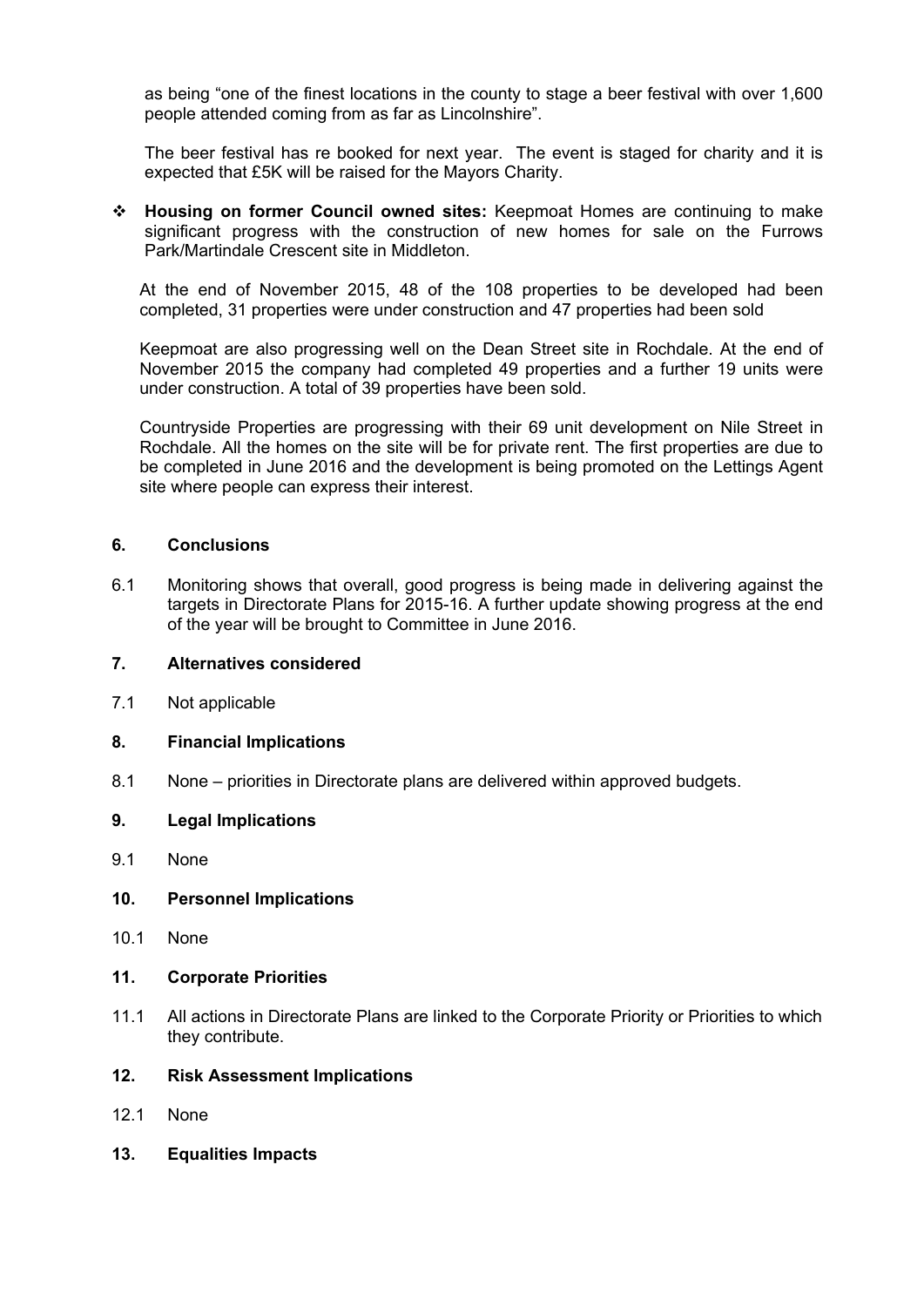as being "one of the finest locations in the county to stage a beer festival with over 1,600 people attended coming from as far as Lincolnshire".

The beer festival has re booked for next year. The event is staged for charity and it is expected that £5K will be raised for the Mayors Charity.

- **Housing on former Council owned sites:** Keepmoat Homes are continuing to make significant progress with the construction of new homes for sale on the Furrows Park/Martindale Crescent site in Middleton.

  At the end of November 2015, 48 of the 108 properties to be developed had been completed, 31 properties were under construction and 47 properties had been sold

  Keepmoat are also progressing well on the Dean Street site in Rochdale. At the end of November 2015 the company had completed 49 properties and a further 19 units were under construction. A total of 39 properties have been sold.

  Countryside Properties are progressing with their 69 unit development on Nile Street in Rochdale. All the homes on the site will be for private rent. The first properties are due to be completed in June 2016 and the development is being promoted on the Lettings Agent site where people can express their interest.

## 6. Conclusions

6.1 Monitoring shows that overall, good progress is being made in delivering against the targets in Directorate Plans for 2015-16. A further update showing progress at the end of the year will be brought to Committee in June 2016.

## 7. Alternatives considered

7.1 Not applicable

## 8. Financial Implications

8.1 None – priorities in Directorate plans are delivered within approved budgets.

## 9. Legal Implications

9.1 None

## 10. Personnel Implications

10.1 None

## 11. Corporate Priorities

11.1 All actions in Directorate Plans are linked to the Corporate Priority or Priorities to which they contribute.

## 12. Risk Assessment Implications

12.1 None

## 13. Equalities Impacts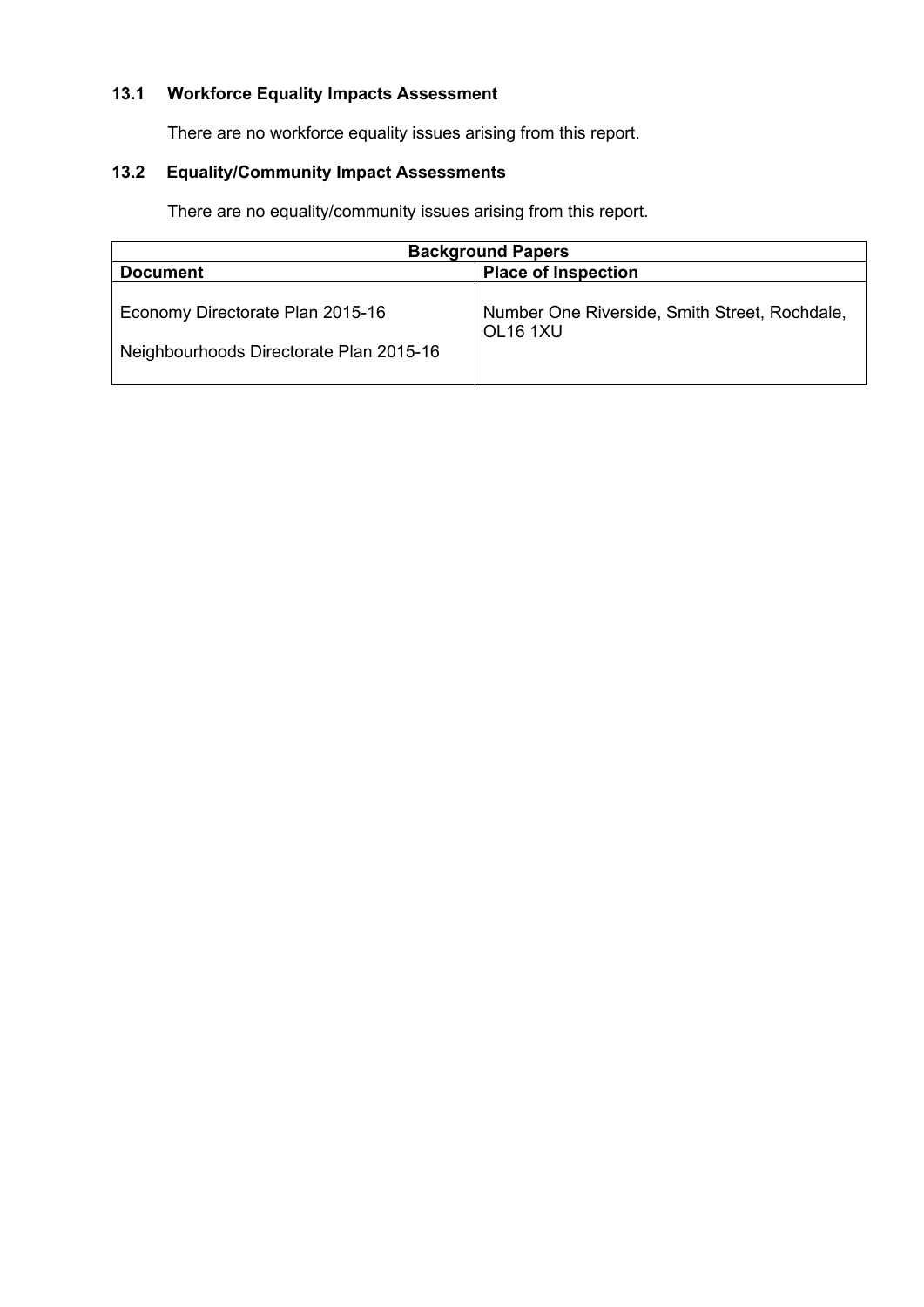### 13.1 Workforce Equality Impacts Assessment

There are no workforce equality issues arising from this report.

### 13.2 Equality/Community Impact Assessments

There are no equality/community issues arising from this report.

| Background Papers | |
|---|---|
| **Document** | **Place of Inspection** |
| Economy Directorate Plan 2015-16<br><br>Neighbourhoods Directorate Plan 2015-16 | Number One Riverside, Smith Street, Rochdale, OL16 1XU |